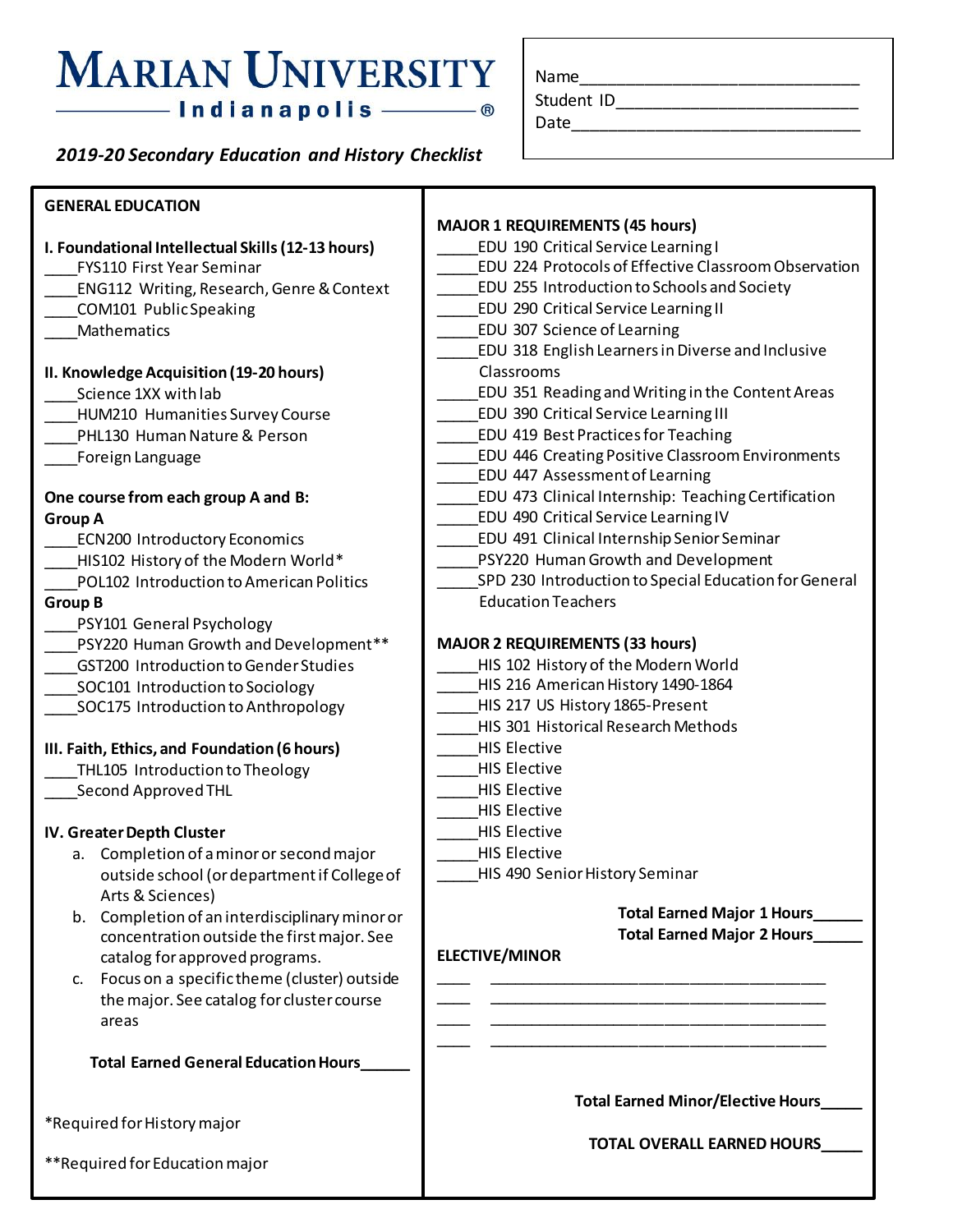# MARIAN UNIVERSITY

## Indianapolis ®

*2019-20 Secondary Education and History Checklist*

Name______________________________
Student ID__________________________
Date_______________________________

## GENERAL EDUCATION

**I. Foundational Intellectual Skills (12-13 hours)**

____FYS110 First Year Seminar
____ENG112 Writing, Research, Genre & Context
____COM101 Public Speaking
____Mathematics

**II. Knowledge Acquisition (19-20 hours)**

____Science 1XX with lab
____HUM210 Humanities Survey Course
____PHL130 Human Nature & Person
____Foreign Language

**One course from each group A and B:**

**Group A**

____ECN200 Introductory Economics
____HIS102 History of the Modern World*
____POL102 Introduction to American Politics

**Group B**

____PSY101 General Psychology
____PSY220 Human Growth and Development**
____GST200 Introduction to Gender Studies
____SOC101 Introduction to Sociology
____SOC175 Introduction to Anthropology

**III. Faith, Ethics, and Foundation (6 hours)**

____THL105 Introduction to Theology
____Second Approved THL

**IV. Greater Depth Cluster**

a. Completion of a minor or second major outside school (or department if College of Arts & Sciences)
b. Completion of an interdisciplinary minor or concentration outside the first major. See catalog for approved programs.
c. Focus on a specific theme (cluster) outside the major. See catalog for cluster course areas

**Total Earned General Education Hours______**

*Required for History major

**Required for Education major

## MAJOR 1 REQUIREMENTS (45 hours)

_____EDU 190 Critical Service Learning I
_____EDU 224 Protocols of Effective Classroom Observation
_____EDU 255 Introduction to Schools and Society
_____EDU 290 Critical Service Learning II
_____EDU 307 Science of Learning
_____EDU 318 English Learners in Diverse and Inclusive Classrooms
_____EDU 351 Reading and Writing in the Content Areas
_____EDU 390 Critical Service Learning III
_____EDU 419 Best Practices for Teaching
_____EDU 446 Creating Positive Classroom Environments
_____EDU 447 Assessment of Learning
_____EDU 473 Clinical Internship: Teaching Certification
_____EDU 490 Critical Service Learning IV
_____EDU 491 Clinical Internship Senior Seminar
_____PSY220 Human Growth and Development
_____SPD 230 Introduction to Special Education for General Education Teachers

## MAJOR 2 REQUIREMENTS (33 hours)

_____HIS 102 History of the Modern World
_____HIS 216 American History 1490-1864
_____HIS 217 US History 1865-Present
_____HIS 301 Historical Research Methods
_____HIS Elective
_____HIS Elective
_____HIS Elective
_____HIS Elective
_____HIS Elective
_____HIS Elective
_____HIS 490 Senior History Seminar

**Total Earned Major 1 Hours______**
**Total Earned Major 2 Hours______**

## ELECTIVE/MINOR

____ ________________________________________
____ ________________________________________
____ ________________________________________
____ ________________________________________

**Total Earned Minor/Elective Hours_____**

**TOTAL OVERALL EARNED HOURS_____**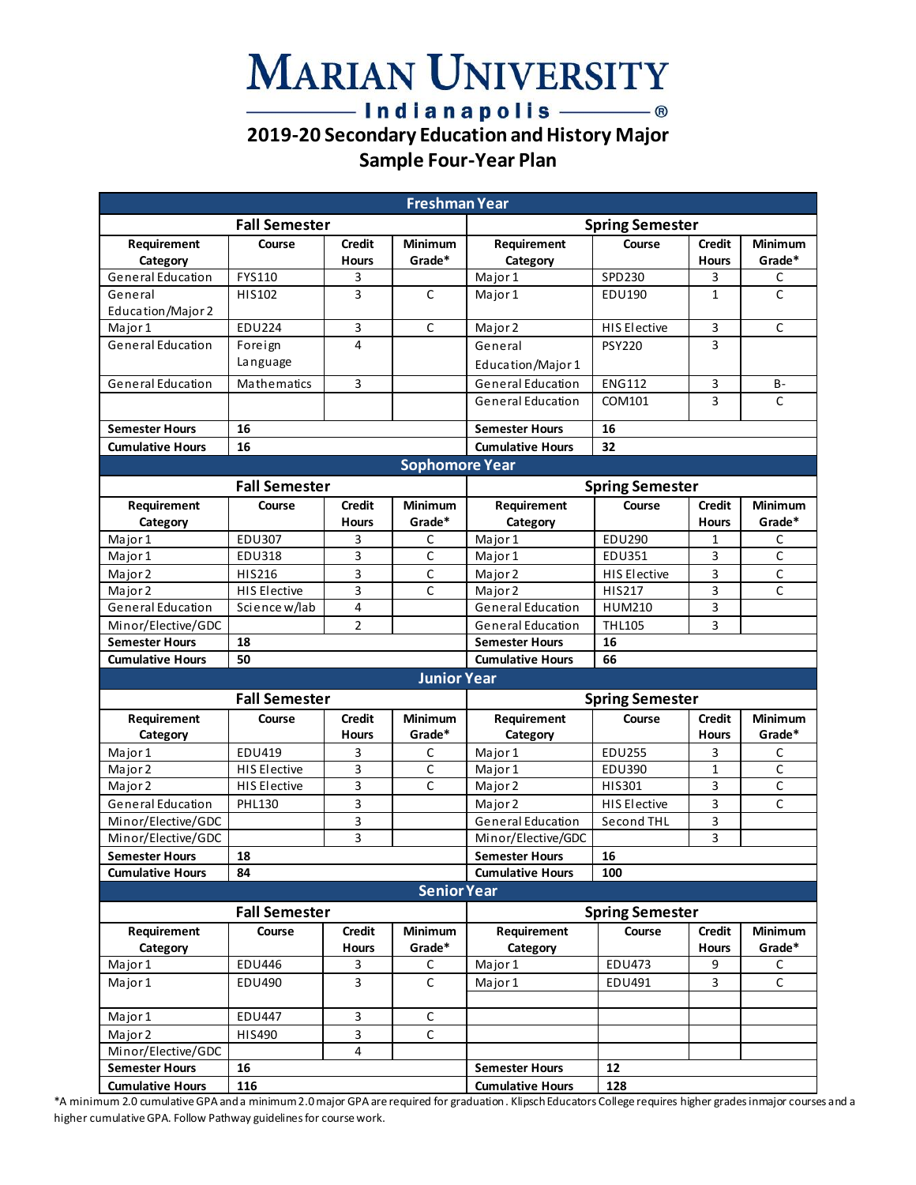# Marian University

Indianapolis ®

## 2019-20 Secondary Education and History Major Sample Four-Year Plan

| Freshman Year | | | | | | | |
|---|---|---|---|---|---|---|---|
| **Fall Semester** | | | | **Spring Semester** | | | |
| **Requirement Category** | **Course** | **Credit Hours** | **Minimum Grade*** | **Requirement Category** | **Course** | **Credit Hours** | **Minimum Grade*** |
| General Education | FYS110 | 3 | | Major 1 | SPD230 | 3 | C |
| General Education/Major 2 | HIS102 | 3 | C | Major 1 | EDU190 | 1 | C |
| Major 1 | EDU224 | 3 | C | Major 2 | HIS Elective | 3 | C |
| General Education | Foreign Language | 4 | | General Education/Major 1 | PSY220 | 3 | |
| General Education | Mathematics | 3 | | General Education | ENG112 | 3 | B- |
| | | | | General Education | COM101 | 3 | C |
| **Semester Hours** | **16** | | | **Semester Hours** | **16** | | |
| **Cumulative Hours** | **16** | | | **Cumulative Hours** | **32** | | |
| **Sophomore Year** | | | | | | | |
| **Fall Semester** | | | | **Spring Semester** | | | |
| **Requirement Category** | **Course** | **Credit Hours** | **Minimum Grade*** | **Requirement Category** | **Course** | **Credit Hours** | **Minimum Grade*** |
| Major 1 | EDU307 | 3 | C | Major 1 | EDU290 | 1 | C |
| Major 1 | EDU318 | 3 | C | Major 1 | EDU351 | 3 | C |
| Major 2 | HIS216 | 3 | C | Major 2 | HIS Elective | 3 | C |
| Major 2 | HIS Elective | 3 | C | Major 2 | HIS217 | 3 | C |
| General Education | Science w/lab | 4 | | General Education | HUM210 | 3 | |
| Minor/Elective/GDC | | 2 | | General Education | THL105 | 3 | |
| **Semester Hours** | **18** | | | **Semester Hours** | **16** | | |
| **Cumulative Hours** | **50** | | | **Cumulative Hours** | **66** | | |
| **Junior Year** | | | | | | | |
| **Fall Semester** | | | | **Spring Semester** | | | |
| **Requirement Category** | **Course** | **Credit Hours** | **Minimum Grade*** | **Requirement Category** | **Course** | **Credit Hours** | **Minimum Grade*** |
| Major 1 | EDU419 | 3 | C | Major 1 | EDU255 | 3 | C |
| Major 2 | HIS Elective | 3 | C | Major 1 | EDU390 | 1 | C |
| Major 2 | HIS Elective | 3 | C | Major 2 | HIS301 | 3 | C |
| General Education | PHL130 | 3 | | Major 2 | HIS Elective | 3 | C |
| Minor/Elective/GDC | | 3 | | General Education | Second THL | 3 | |
| Minor/Elective/GDC | | 3 | | Minor/Elective/GDC | | 3 | |
| **Semester Hours** | **18** | | | **Semester Hours** | **16** | | |
| **Cumulative Hours** | **84** | | | **Cumulative Hours** | **100** | | |
| **Senior Year** | | | | | | | |
| **Fall Semester** | | | | **Spring Semester** | | | |
| **Requirement Category** | **Course** | **Credit Hours** | **Minimum Grade*** | **Requirement Category** | **Course** | **Credit Hours** | **Minimum Grade*** |
| Major 1 | EDU446 | 3 | C | Major 1 | EDU473 | 9 | C |
| Major 1 | EDU490 | 3 | C | Major 1 | EDU491 | 3 | C |
| Major 1 | EDU447 | 3 | C | | | | |
| Major 2 | HIS490 | 3 | C | | | | |
| Minor/Elective/GDC | | 4 | | | | | |
| **Semester Hours** | **16** | | | **Semester Hours** | **12** | | |
| **Cumulative Hours** | **116** | | | **Cumulative Hours** | **128** | | |

*A minimum 2.0 cumulative GPA and a minimum 2.0 major GPA are required for graduation. Klipsch Educators College requires higher grades in major courses and a higher cumulative GPA. Follow Pathway guidelines for course work.